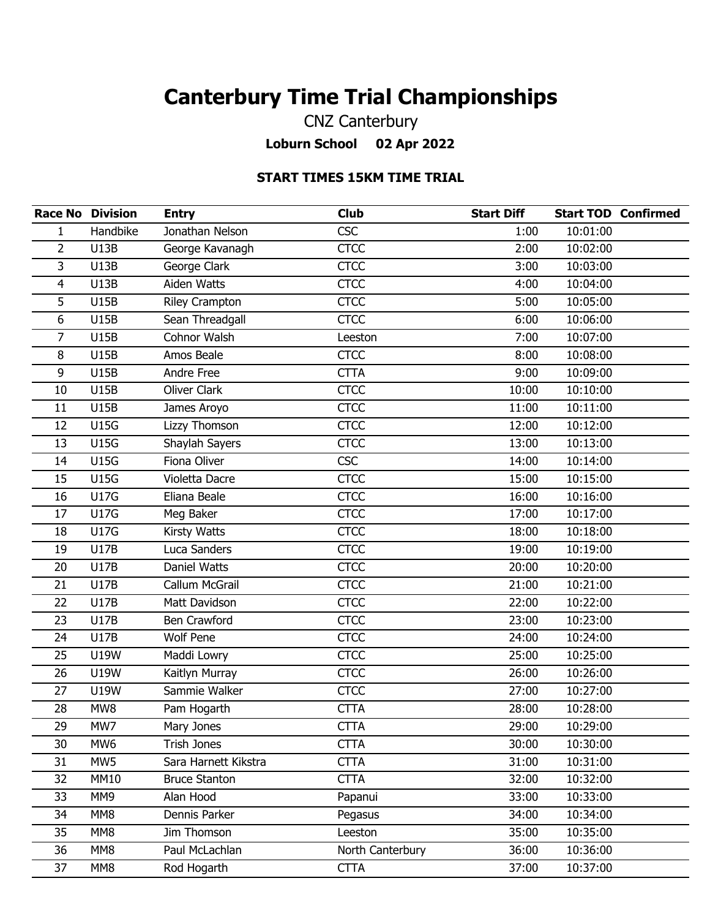# Canterbury Time Trial Championships

CNZ Canterbury

**Loburn School 02 Apr 2022**

### START TIMES 15KM TIME TRIAL

| Race No | Division | Entry | Club | Start Diff | Start TOD | Confirmed |
|---|---|---|---|---|---|---|
| 1 | Handbike | Jonathan Nelson | CSC | 1:00 | 10:01:00 | |
| 2 | U13B | George Kavanagh | CTCC | 2:00 | 10:02:00 | |
| 3 | U13B | George Clark | CTCC | 3:00 | 10:03:00 | |
| 4 | U13B | Aiden Watts | CTCC | 4:00 | 10:04:00 | |
| 5 | U15B | Riley Crampton | CTCC | 5:00 | 10:05:00 | |
| 6 | U15B | Sean Threadgall | CTCC | 6:00 | 10:06:00 | |
| 7 | U15B | Cohnor Walsh | Leeston | 7:00 | 10:07:00 | |
| 8 | U15B | Amos Beale | CTCC | 8:00 | 10:08:00 | |
| 9 | U15B | Andre Free | CTTA | 9:00 | 10:09:00 | |
| 10 | U15B | Oliver Clark | CTCC | 10:00 | 10:10:00 | |
| 11 | U15B | James Aroyo | CTCC | 11:00 | 10:11:00 | |
| 12 | U15G | Lizzy Thomson | CTCC | 12:00 | 10:12:00 | |
| 13 | U15G | Shaylah Sayers | CTCC | 13:00 | 10:13:00 | |
| 14 | U15G | Fiona Oliver | CSC | 14:00 | 10:14:00 | |
| 15 | U15G | Violetta Dacre | CTCC | 15:00 | 10:15:00 | |
| 16 | U17G | Eliana Beale | CTCC | 16:00 | 10:16:00 | |
| 17 | U17G | Meg Baker | CTCC | 17:00 | 10:17:00 | |
| 18 | U17G | Kirsty Watts | CTCC | 18:00 | 10:18:00 | |
| 19 | U17B | Luca Sanders | CTCC | 19:00 | 10:19:00 | |
| 20 | U17B | Daniel Watts | CTCC | 20:00 | 10:20:00 | |
| 21 | U17B | Callum McGrail | CTCC | 21:00 | 10:21:00 | |
| 22 | U17B | Matt Davidson | CTCC | 22:00 | 10:22:00 | |
| 23 | U17B | Ben Crawford | CTCC | 23:00 | 10:23:00 | |
| 24 | U17B | Wolf Pene | CTCC | 24:00 | 10:24:00 | |
| 25 | U19W | Maddi Lowry | CTCC | 25:00 | 10:25:00 | |
| 26 | U19W | Kaitlyn Murray | CTCC | 26:00 | 10:26:00 | |
| 27 | U19W | Sammie Walker | CTCC | 27:00 | 10:27:00 | |
| 28 | MW8 | Pam Hogarth | CTTA | 28:00 | 10:28:00 | |
| 29 | MW7 | Mary Jones | CTTA | 29:00 | 10:29:00 | |
| 30 | MW6 | Trish Jones | CTTA | 30:00 | 10:30:00 | |
| 31 | MW5 | Sara Harnett Kikstra | CTTA | 31:00 | 10:31:00 | |
| 32 | MM10 | Bruce Stanton | CTTA | 32:00 | 10:32:00 | |
| 33 | MM9 | Alan Hood | Papanui | 33:00 | 10:33:00 | |
| 34 | MM8 | Dennis Parker | Pegasus | 34:00 | 10:34:00 | |
| 35 | MM8 | Jim Thomson | Leeston | 35:00 | 10:35:00 | |
| 36 | MM8 | Paul McLachlan | North Canterbury | 36:00 | 10:36:00 | |
| 37 | MM8 | Rod Hogarth | CTTA | 37:00 | 10:37:00 | |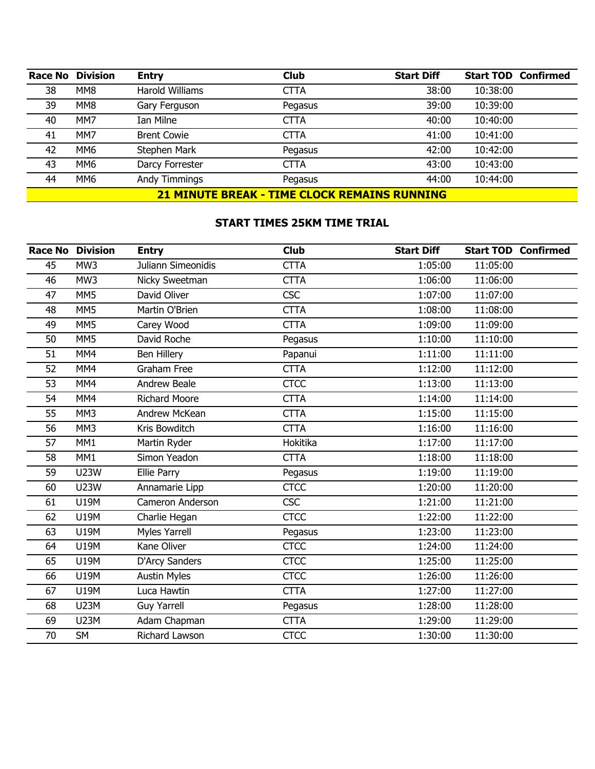| Race No | Division | Entry | Club | Start Diff | Start TOD | Confirmed |
|---|---|---|---|---|---|---|
| 38 | MM8 | Harold Williams | CTTA | 38:00 | 10:38:00 | |
| 39 | MM8 | Gary Ferguson | Pegasus | 39:00 | 10:39:00 | |
| 40 | MM7 | Ian Milne | CTTA | 40:00 | 10:40:00 | |
| 41 | MM7 | Brent Cowie | CTTA | 41:00 | 10:41:00 | |
| 42 | MM6 | Stephen Mark | Pegasus | 42:00 | 10:42:00 | |
| 43 | MM6 | Darcy Forrester | CTTA | 43:00 | 10:43:00 | |
| 44 | MM6 | Andy Timmings | Pegasus | 44:00 | 10:44:00 | |

**21 MINUTE BREAK - TIME CLOCK REMAINS RUNNING**

## START TIMES 25KM TIME TRIAL

| Race No | Division | Entry | Club | Start Diff | Start TOD | Confirmed |
|---|---|---|---|---|---|---|
| 45 | MW3 | Juliann Simeonidis | CTTA | 1:05:00 | 11:05:00 | |
| 46 | MW3 | Nicky Sweetman | CTTA | 1:06:00 | 11:06:00 | |
| 47 | MM5 | David Oliver | CSC | 1:07:00 | 11:07:00 | |
| 48 | MM5 | Martin O'Brien | CTTA | 1:08:00 | 11:08:00 | |
| 49 | MM5 | Carey Wood | CTTA | 1:09:00 | 11:09:00 | |
| 50 | MM5 | David Roche | Pegasus | 1:10:00 | 11:10:00 | |
| 51 | MM4 | Ben Hillery | Papanui | 1:11:00 | 11:11:00 | |
| 52 | MM4 | Graham Free | CTTA | 1:12:00 | 11:12:00 | |
| 53 | MM4 | Andrew Beale | CTCC | 1:13:00 | 11:13:00 | |
| 54 | MM4 | Richard Moore | CTTA | 1:14:00 | 11:14:00 | |
| 55 | MM3 | Andrew McKean | CTTA | 1:15:00 | 11:15:00 | |
| 56 | MM3 | Kris Bowditch | CTTA | 1:16:00 | 11:16:00 | |
| 57 | MM1 | Martin Ryder | Hokitika | 1:17:00 | 11:17:00 | |
| 58 | MM1 | Simon Yeadon | CTTA | 1:18:00 | 11:18:00 | |
| 59 | U23W | Ellie Parry | Pegasus | 1:19:00 | 11:19:00 | |
| 60 | U23W | Annamarie Lipp | CTCC | 1:20:00 | 11:20:00 | |
| 61 | U19M | Cameron Anderson | CSC | 1:21:00 | 11:21:00 | |
| 62 | U19M | Charlie Hegan | CTCC | 1:22:00 | 11:22:00 | |
| 63 | U19M | Myles Yarrell | Pegasus | 1:23:00 | 11:23:00 | |
| 64 | U19M | Kane Oliver | CTCC | 1:24:00 | 11:24:00 | |
| 65 | U19M | D'Arcy Sanders | CTCC | 1:25:00 | 11:25:00 | |
| 66 | U19M | Austin Myles | CTCC | 1:26:00 | 11:26:00 | |
| 67 | U19M | Luca Hawtin | CTTA | 1:27:00 | 11:27:00 | |
| 68 | U23M | Guy Yarrell | Pegasus | 1:28:00 | 11:28:00 | |
| 69 | U23M | Adam Chapman | CTTA | 1:29:00 | 11:29:00 | |
| 70 | SM | Richard Lawson | CTCC | 1:30:00 | 11:30:00 | |